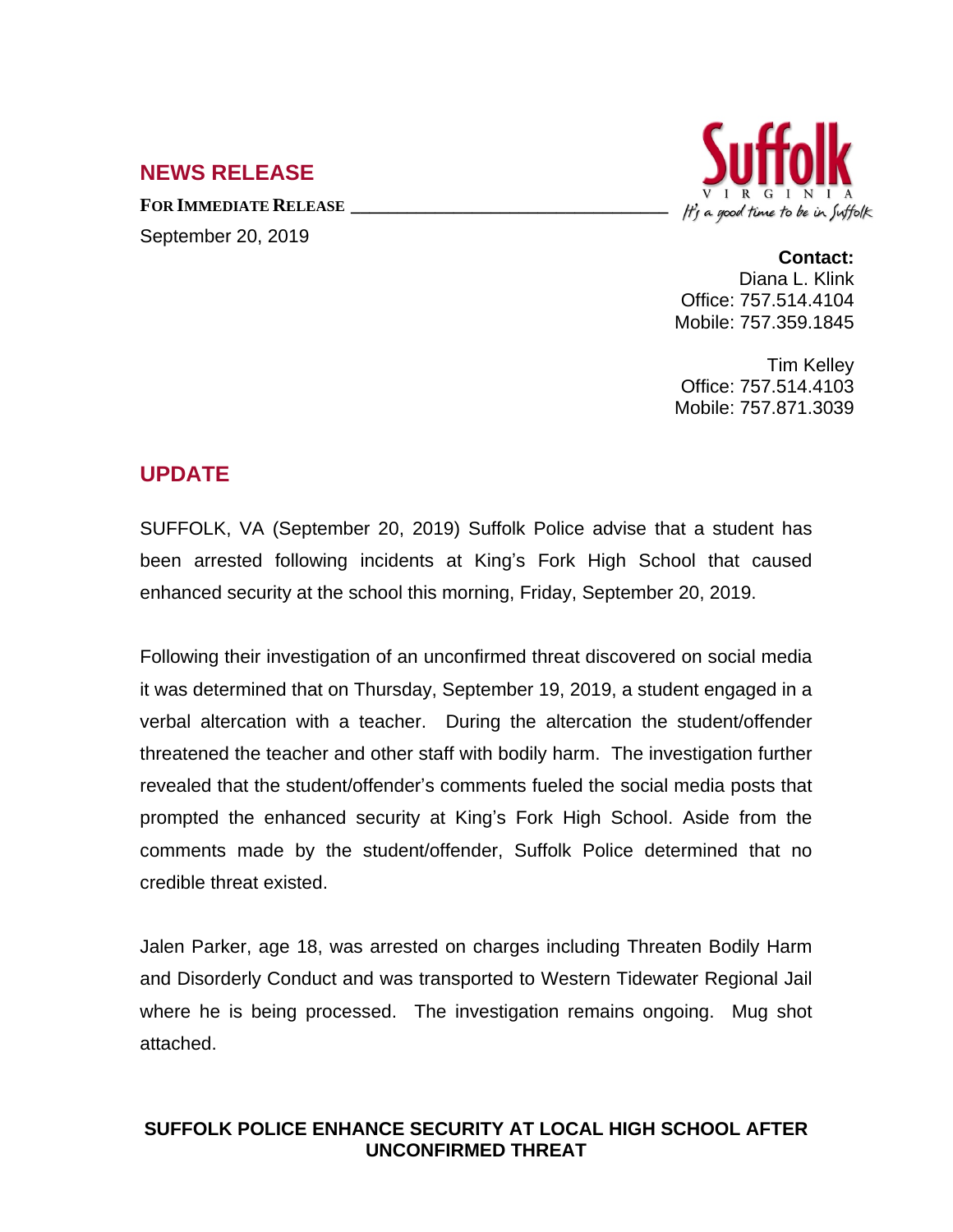## NEWS RELEASE

**FOR IMMEDIATE RELEASE**

September 20, 2019

Suffolk
VIRGINIA
It's a good time to be in Suffolk

**Contact:**
Diana L. Klink
Office: 757.514.4104
Mobile: 757.359.1845

Tim Kelley
Office: 757.514.4103
Mobile: 757.871.3039

## UPDATE

SUFFOLK, VA (September 20, 2019) Suffolk Police advise that a student has been arrested following incidents at King's Fork High School that caused enhanced security at the school this morning, Friday, September 20, 2019.

Following their investigation of an unconfirmed threat discovered on social media it was determined that on Thursday, September 19, 2019, a student engaged in a verbal altercation with a teacher. During the altercation the student/offender threatened the teacher and other staff with bodily harm. The investigation further revealed that the student/offender's comments fueled the social media posts that prompted the enhanced security at King's Fork High School. Aside from the comments made by the student/offender, Suffolk Police determined that no credible threat existed.

Jalen Parker, age 18, was arrested on charges including Threaten Bodily Harm and Disorderly Conduct and was transported to Western Tidewater Regional Jail where he is being processed. The investigation remains ongoing. Mug shot attached.

**SUFFOLK POLICE ENHANCE SECURITY AT LOCAL HIGH SCHOOL AFTER UNCONFIRMED THREAT**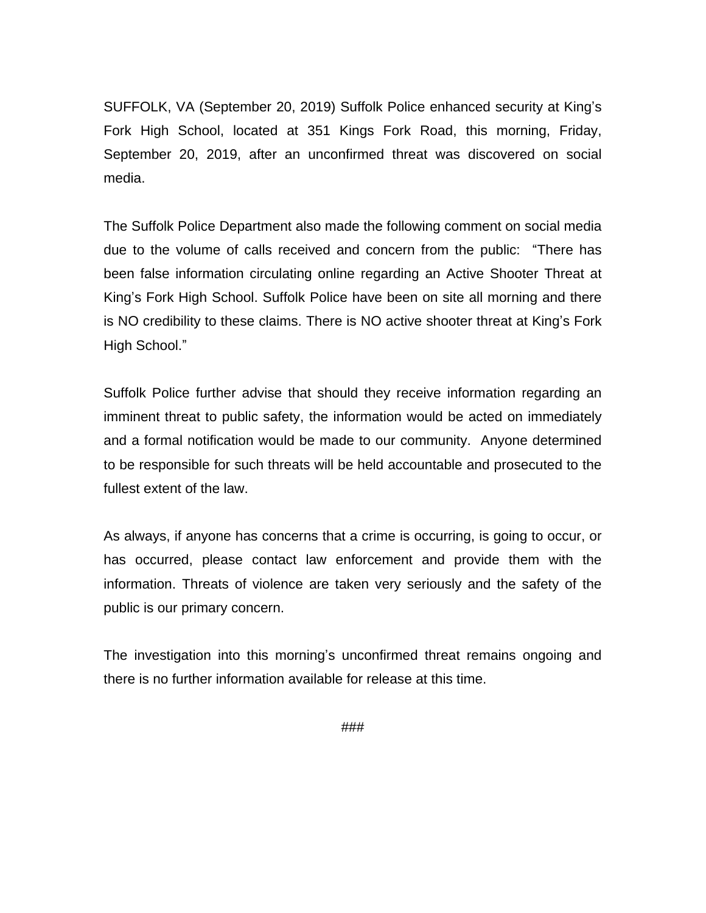SUFFOLK, VA (September 20, 2019) Suffolk Police enhanced security at King's Fork High School, located at 351 Kings Fork Road, this morning, Friday, September 20, 2019, after an unconfirmed threat was discovered on social media.

The Suffolk Police Department also made the following comment on social media due to the volume of calls received and concern from the public: "There has been false information circulating online regarding an Active Shooter Threat at King's Fork High School. Suffolk Police have been on site all morning and there is NO credibility to these claims. There is NO active shooter threat at King's Fork High School."

Suffolk Police further advise that should they receive information regarding an imminent threat to public safety, the information would be acted on immediately and a formal notification would be made to our community. Anyone determined to be responsible for such threats will be held accountable and prosecuted to the fullest extent of the law.

As always, if anyone has concerns that a crime is occurring, is going to occur, or has occurred, please contact law enforcement and provide them with the information. Threats of violence are taken very seriously and the safety of the public is our primary concern.

The investigation into this morning's unconfirmed threat remains ongoing and there is no further information available for release at this time.

###